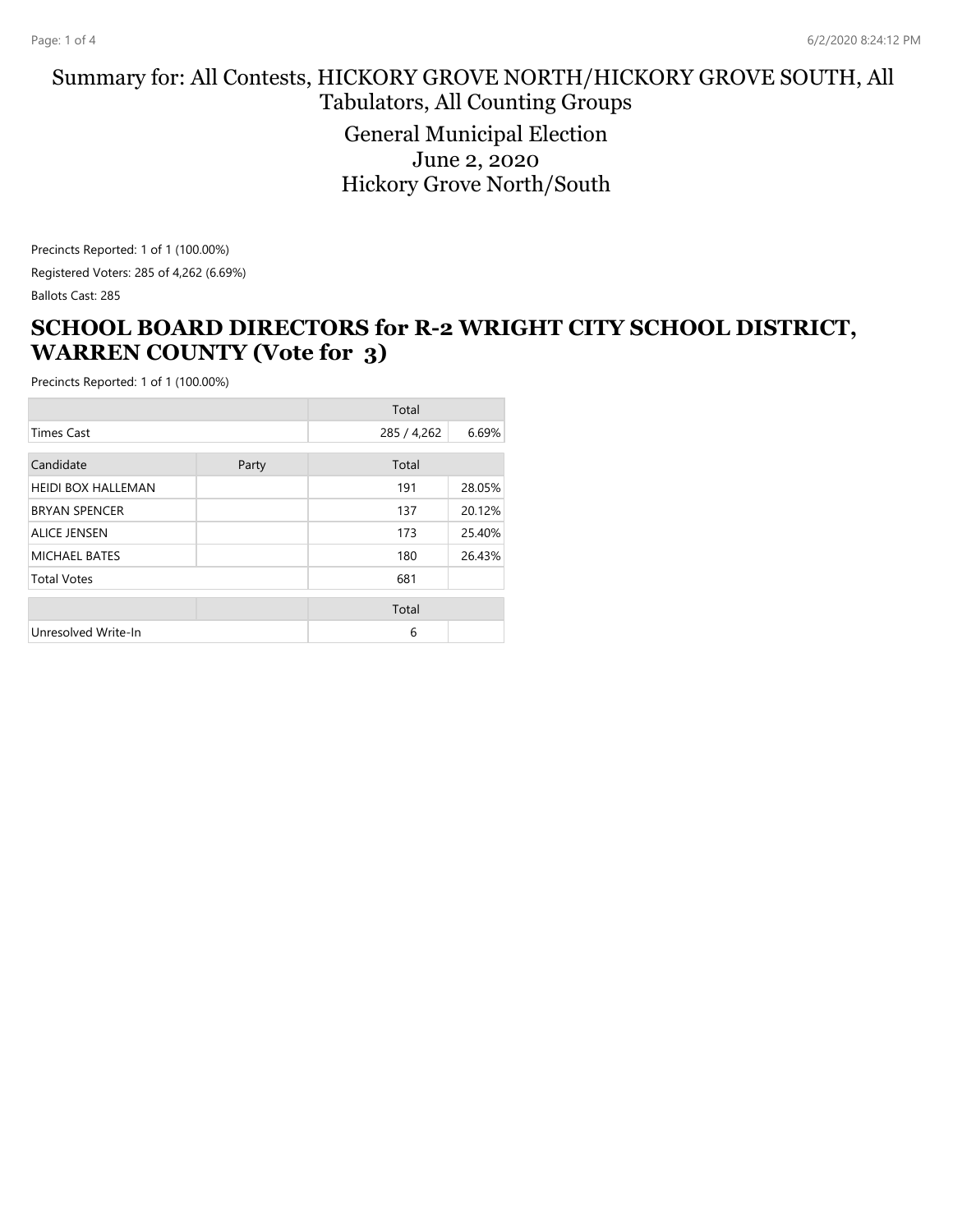# Summary for: All Contests, HICKORY GROVE NORTH/HICKORY GROVE SOUTH, All Tabulators, All Counting Groups

General Municipal Election
June 2, 2020
Hickory Grove North/South

Precincts Reported: 1 of 1 (100.00%)

Registered Voters: 285 of 4,262 (6.69%)

Ballots Cast: 285

## SCHOOL BOARD DIRECTORS for R-2 WRIGHT CITY SCHOOL DISTRICT, WARREN COUNTY (Vote for 3)

Precincts Reported: 1 of 1 (100.00%)

| | | Total | |
|---|---|---|---|
| Times Cast | | 285 / 4,262 | 6.69% |

| Candidate | Party | Total | |
|---|---|---|---|
| HEIDI BOX HALLEMAN | | 191 | 28.05% |
| BRYAN SPENCER | | 137 | 20.12% |
| ALICE JENSEN | | 173 | 25.40% |
| MICHAEL BATES | | 180 | 26.43% |
| Total Votes | | 681 | |

| | | Total |
|---|---|---|
| Unresolved Write-In | | 6 |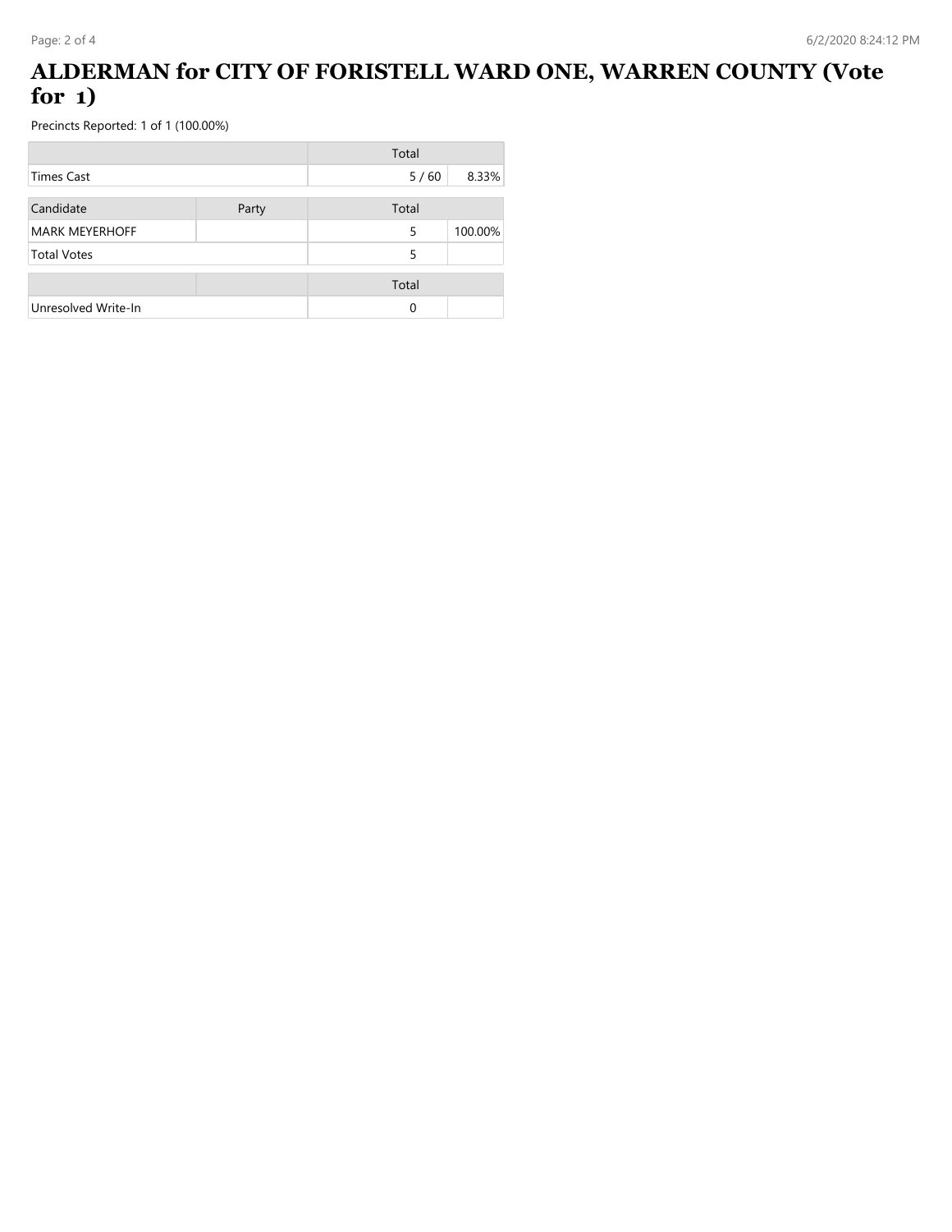# ALDERMAN for CITY OF FORISTELL WARD ONE, WARREN COUNTY (Vote for 1)

Precincts Reported: 1 of 1 (100.00%)

| | | Total | |
|---|---|---|---|
| Times Cast | | 5 / 60 | 8.33% |

| Candidate | Party | Total | |
|---|---|---|---|
| MARK MEYERHOFF | | 5 | 100.00% |
| Total Votes | | 5 | |

| | | Total | |
|---|---|---|---|
| Unresolved Write-In | | 0 | |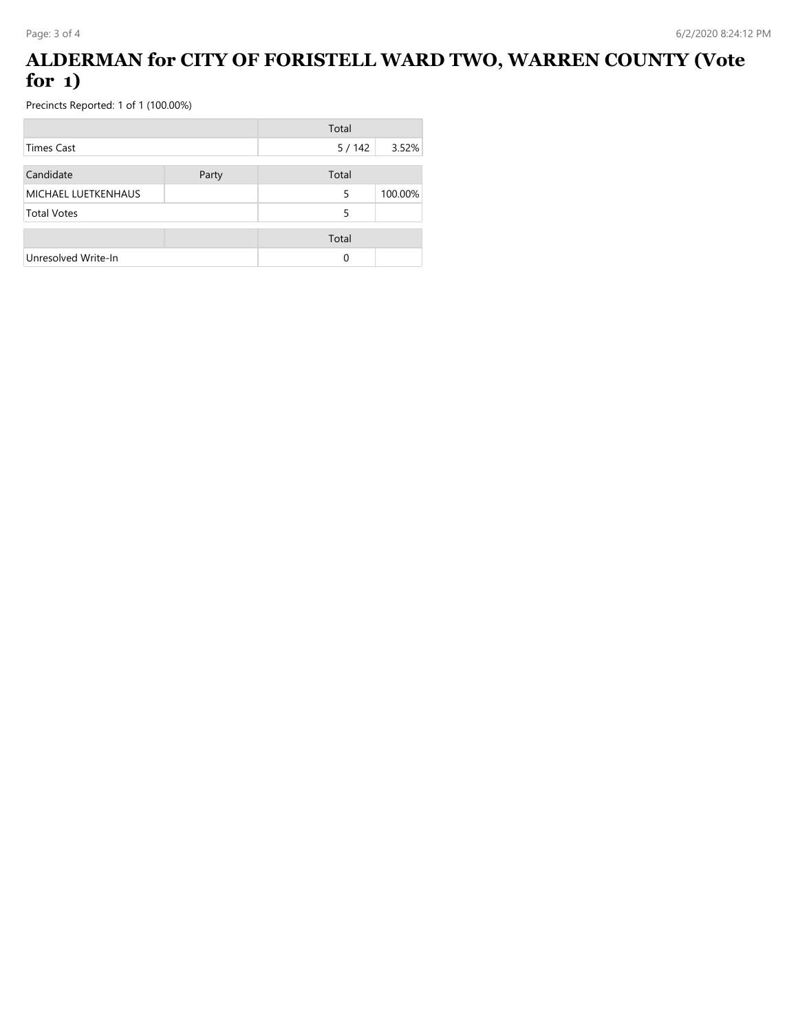# ALDERMAN for CITY OF FORISTELL WARD TWO, WARREN COUNTY (Vote for 1)

Precincts Reported: 1 of 1 (100.00%)

| | | Total | |
|---|---|---|---|
| Times Cast | | 5 / 142 | 3.52% |

| Candidate | Party | Total | |
|---|---|---|---|
| MICHAEL LUETKENHAUS | | 5 | 100.00% |
| Total Votes | | 5 | |

| | | Total | |
|---|---|---|---|
| Unresolved Write-In | | 0 | |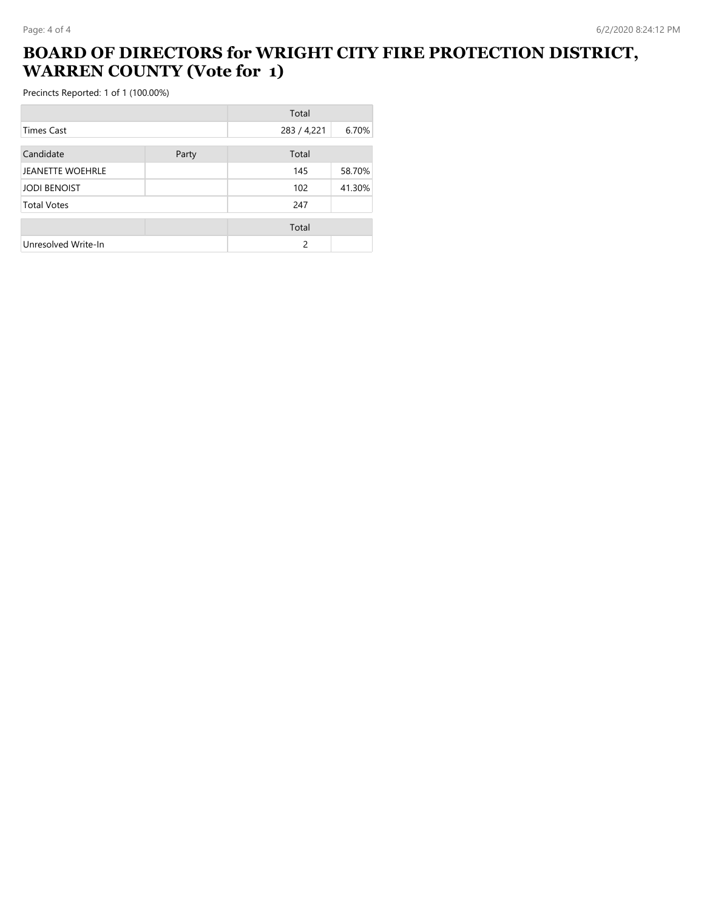# BOARD OF DIRECTORS for WRIGHT CITY FIRE PROTECTION DISTRICT, WARREN COUNTY (Vote for 1)

Precincts Reported: 1 of 1 (100.00%)

| | Total | |
|---|---|---|
| Times Cast | 283 / 4,221 | 6.70% |

| Candidate | Party | Total | |
|---|---|---|---|
| JEANETTE WOEHRLE | | 145 | 58.70% |
| JODI BENOIST | | 102 | 41.30% |
| Total Votes | | 247 | |

| | | Total | |
|---|---|---|---|
| Unresolved Write-In | | 2 | |